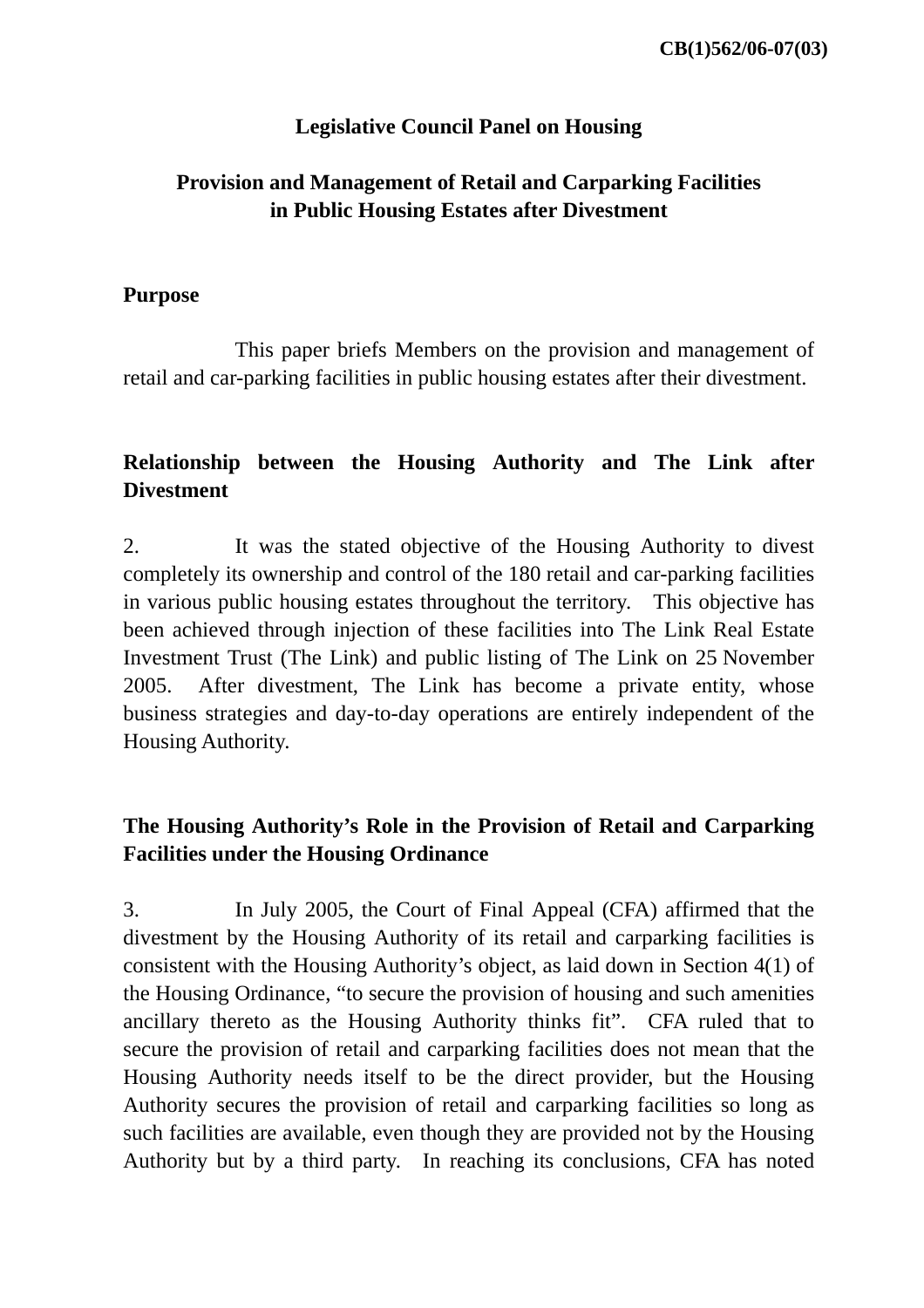**CB(1)562/06-07(03)**

**Legislative Council Panel on Housing**

**Provision and Management of Retail and Carparking Facilities in Public Housing Estates after Divestment**

**Purpose**

This paper briefs Members on the provision and management of retail and car-parking facilities in public housing estates after their divestment.

**Relationship between the Housing Authority and The Link after Divestment**

2. It was the stated objective of the Housing Authority to divest completely its ownership and control of the 180 retail and car-parking facilities in various public housing estates throughout the territory. This objective has been achieved through injection of these facilities into The Link Real Estate Investment Trust (The Link) and public listing of The Link on 25 November 2005. After divestment, The Link has become a private entity, whose business strategies and day-to-day operations are entirely independent of the Housing Authority.

**The Housing Authority's Role in the Provision of Retail and Carparking Facilities under the Housing Ordinance**

3. In July 2005, the Court of Final Appeal (CFA) affirmed that the divestment by the Housing Authority of its retail and carparking facilities is consistent with the Housing Authority's object, as laid down in Section 4(1) of the Housing Ordinance, "to secure the provision of housing and such amenities ancillary thereto as the Housing Authority thinks fit". CFA ruled that to secure the provision of retail and carparking facilities does not mean that the Housing Authority needs itself to be the direct provider, but the Housing Authority secures the provision of retail and carparking facilities so long as such facilities are available, even though they are provided not by the Housing Authority but by a third party. In reaching its conclusions, CFA has noted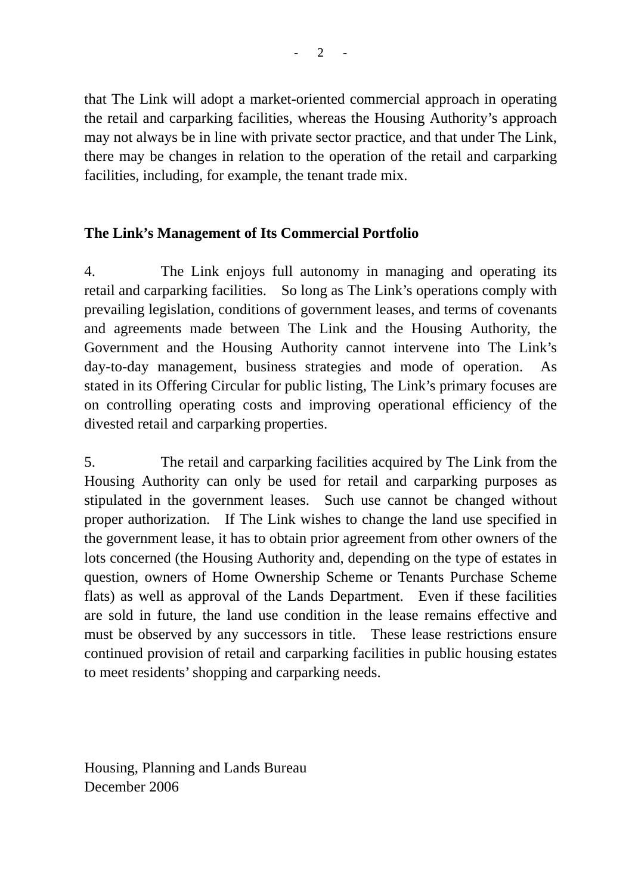that The Link will adopt a market-oriented commercial approach in operating the retail and carparking facilities, whereas the Housing Authority's approach may not always be in line with private sector practice, and that under The Link, there may be changes in relation to the operation of the retail and carparking facilities, including, for example, the tenant trade mix.

**The Link's Management of Its Commercial Portfolio**

4. The Link enjoys full autonomy in managing and operating its retail and carparking facilities. So long as The Link's operations comply with prevailing legislation, conditions of government leases, and terms of covenants and agreements made between The Link and the Housing Authority, the Government and the Housing Authority cannot intervene into The Link's day-to-day management, business strategies and mode of operation. As stated in its Offering Circular for public listing, The Link's primary focuses are on controlling operating costs and improving operational efficiency of the divested retail and carparking properties.

5. The retail and carparking facilities acquired by The Link from the Housing Authority can only be used for retail and carparking purposes as stipulated in the government leases. Such use cannot be changed without proper authorization. If The Link wishes to change the land use specified in the government lease, it has to obtain prior agreement from other owners of the lots concerned (the Housing Authority and, depending on the type of estates in question, owners of Home Ownership Scheme or Tenants Purchase Scheme flats) as well as approval of the Lands Department. Even if these facilities are sold in future, the land use condition in the lease remains effective and must be observed by any successors in title. These lease restrictions ensure continued provision of retail and carparking facilities in public housing estates to meet residents' shopping and carparking needs.

Housing, Planning and Lands Bureau
December 2006